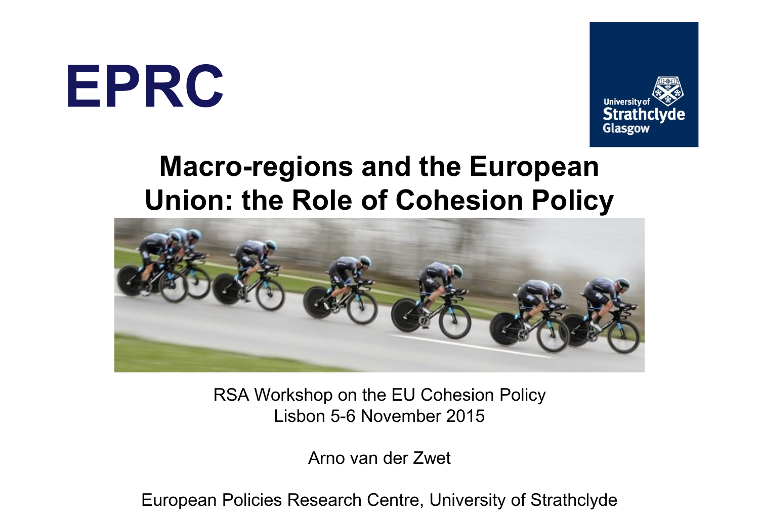EPRC

University of Strathclyde Glasgow

# Macro-regions and the European Union: the Role of Cohesion Policy

RSA Workshop on the EU Cohesion Policy
Lisbon 5-6 November 2015

Arno van der Zwet

European Policies Research Centre, University of Strathclyde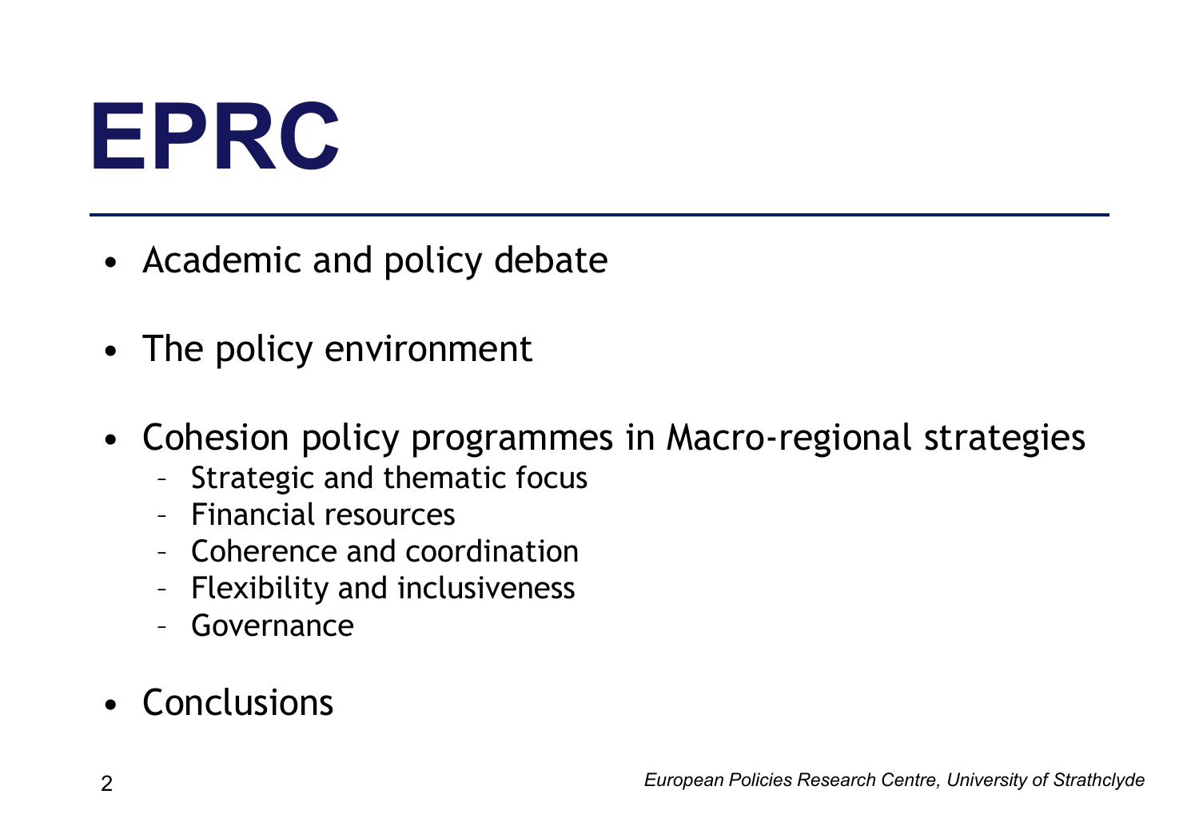# EPRC

- Academic and policy debate
- The policy environment
- Cohesion policy programmes in Macro-regional strategies
  - Strategic and thematic focus
  - Financial resources
  - Coherence and coordination
  - Flexibility and inclusiveness
  - Governance
- Conclusions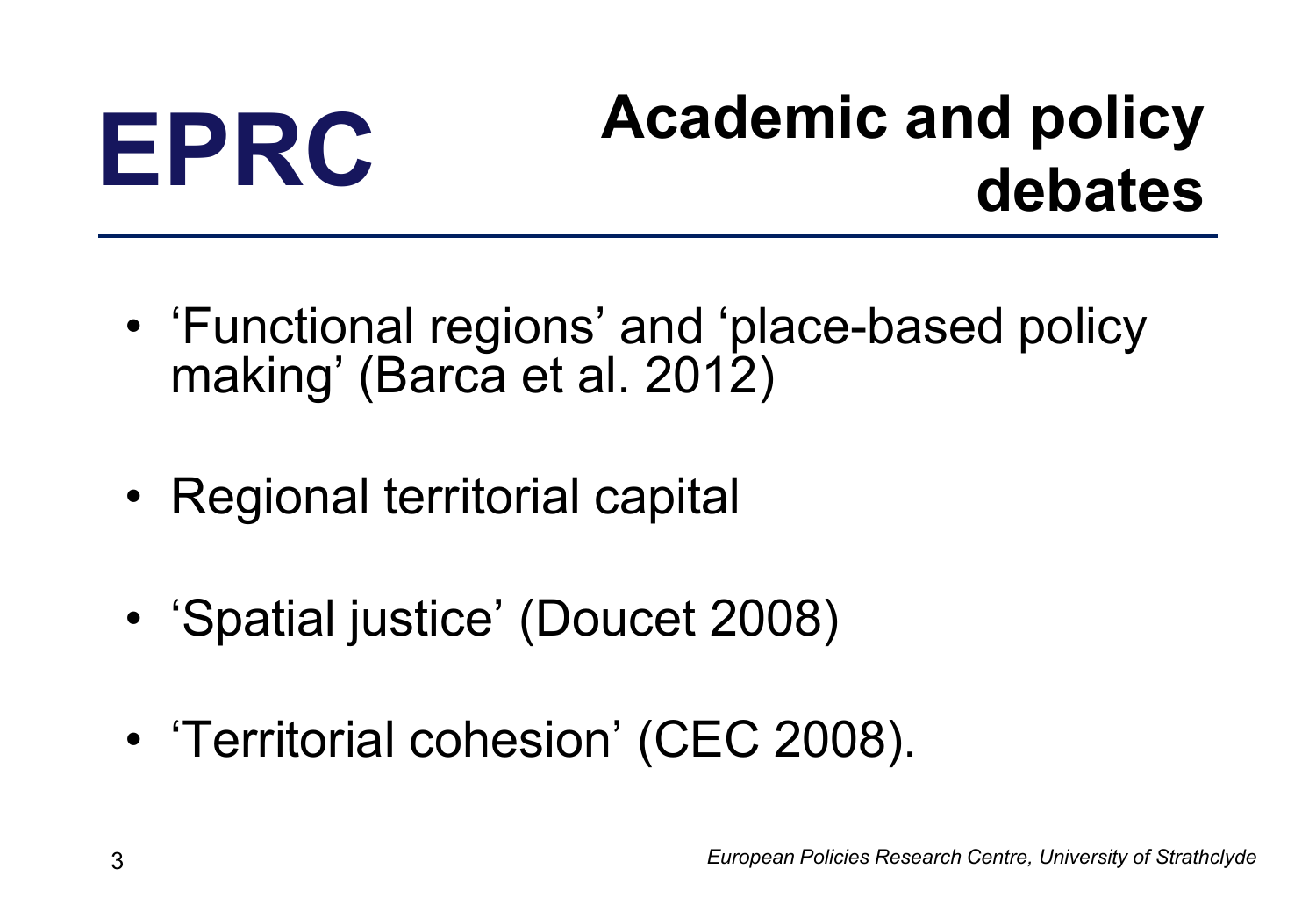# Academic and policy debates

- 'Functional regions' and 'place-based policy making' (Barca et al. 2012)
- Regional territorial capital
- 'Spatial justice' (Doucet 2008)
- 'Territorial cohesion' (CEC 2008).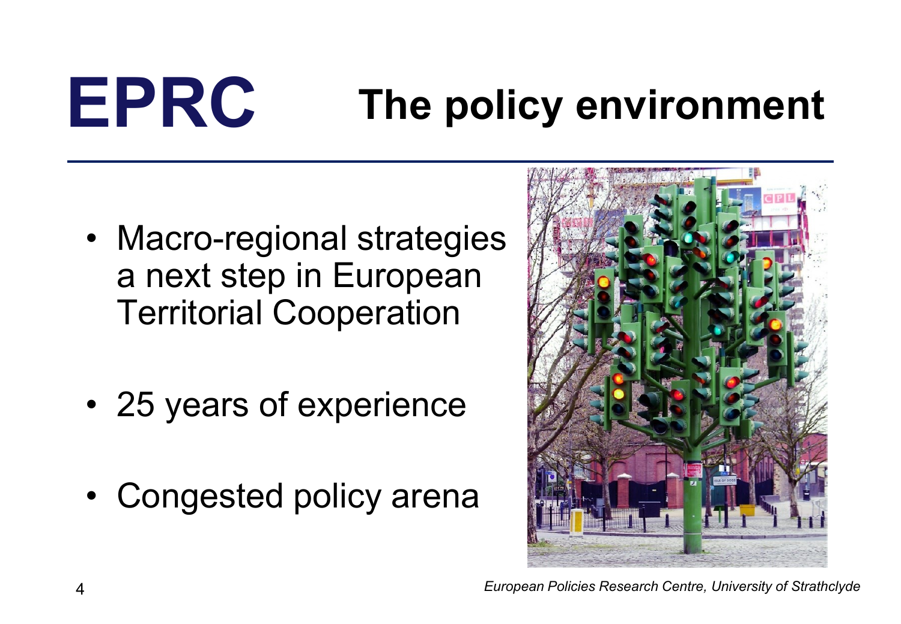# The policy environment

- Macro-regional strategies a next step in European Territorial Cooperation

- 25 years of experience

- Congested policy arena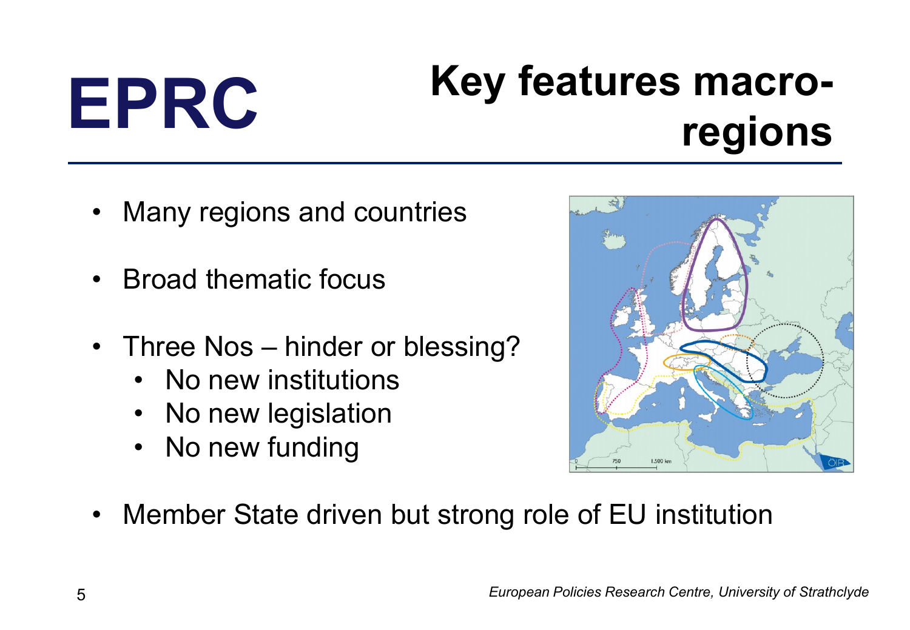# Key features macro-regions

- Many regions and countries
- Broad thematic focus
- Three Nos – hinder or blessing?
  - No new institutions
  - No new legislation
  - No new funding
- Member State driven but strong role of EU institution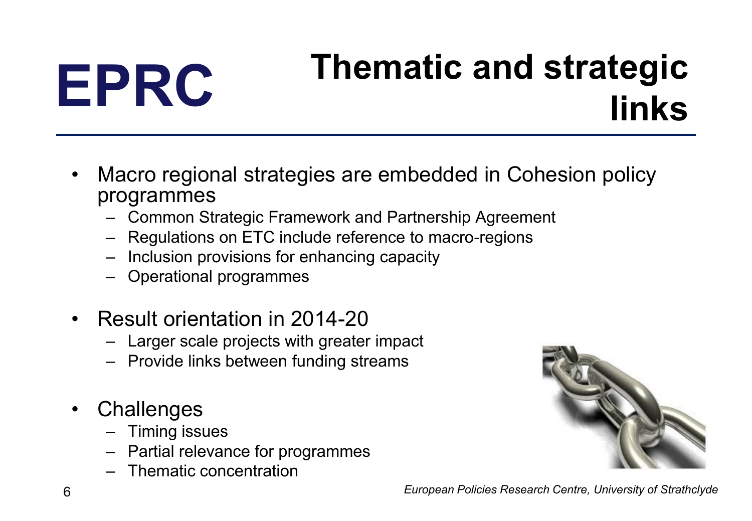# Thematic and strategic links

- Macro regional strategies are embedded in Cohesion policy programmes
  - Common Strategic Framework and Partnership Agreement
  - Regulations on ETC include reference to macro-regions
  - Inclusion provisions for enhancing capacity
  - Operational programmes
- Result orientation in 2014-20
  - Larger scale projects with greater impact
  - Provide links between funding streams
- Challenges
  - Timing issues
  - Partial relevance for programmes
  - Thematic concentration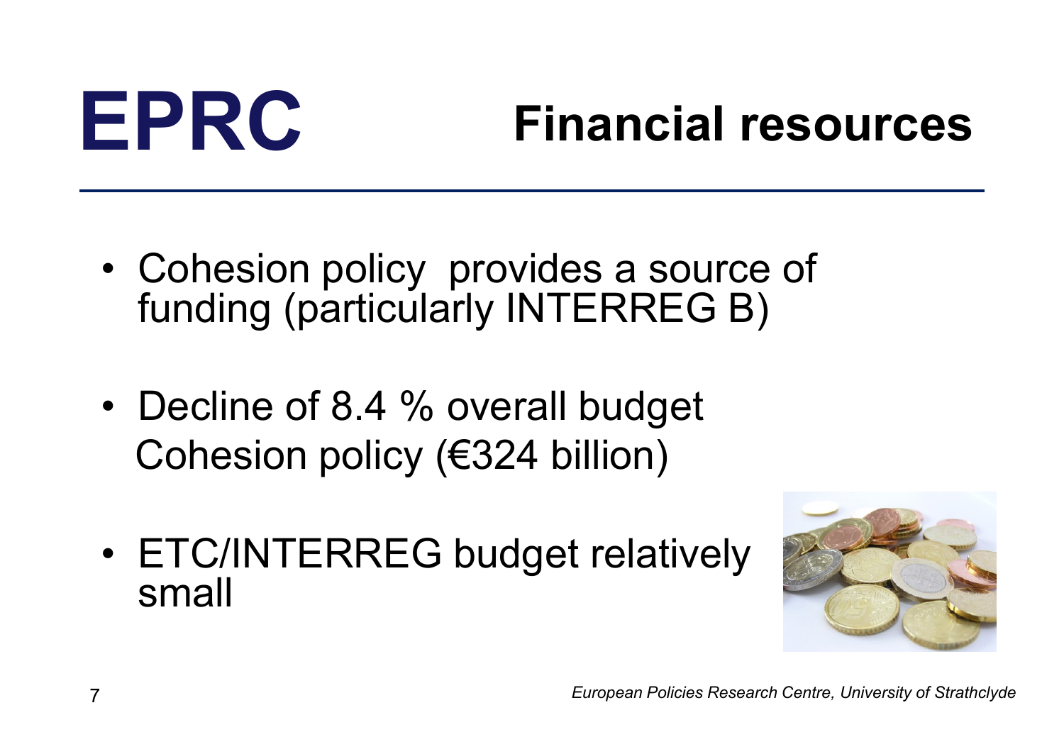# EPRC

## Financial resources

- Cohesion policy provides a source of funding (particularly INTERREG B)
- Decline of 8.4 % overall budget Cohesion policy (€324 billion)
- ETC/INTERREG budget relatively small

*European Policies Research Centre, University of Strathclyde*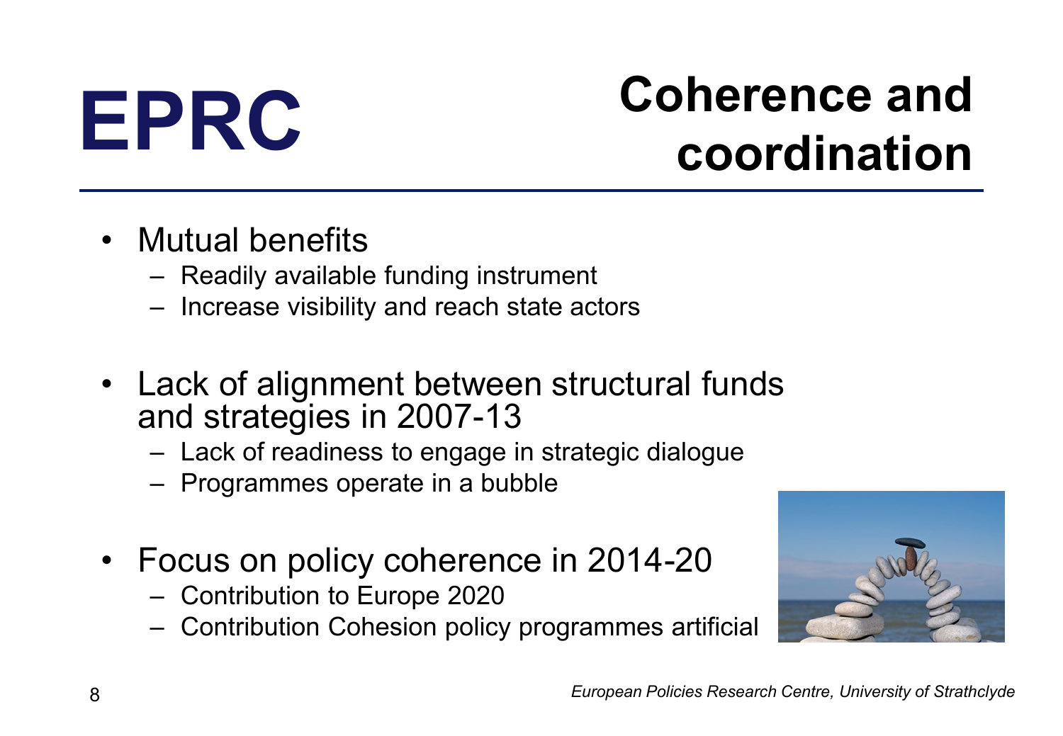# Coherence and coordination

- Mutual benefits
  - Readily available funding instrument
  - Increase visibility and reach state actors
- Lack of alignment between structural funds and strategies in 2007-13
  - Lack of readiness to engage in strategic dialogue
  - Programmes operate in a bubble
- Focus on policy coherence in 2014-20
  - Contribution to Europe 2020
  - Contribution Cohesion policy programmes artificial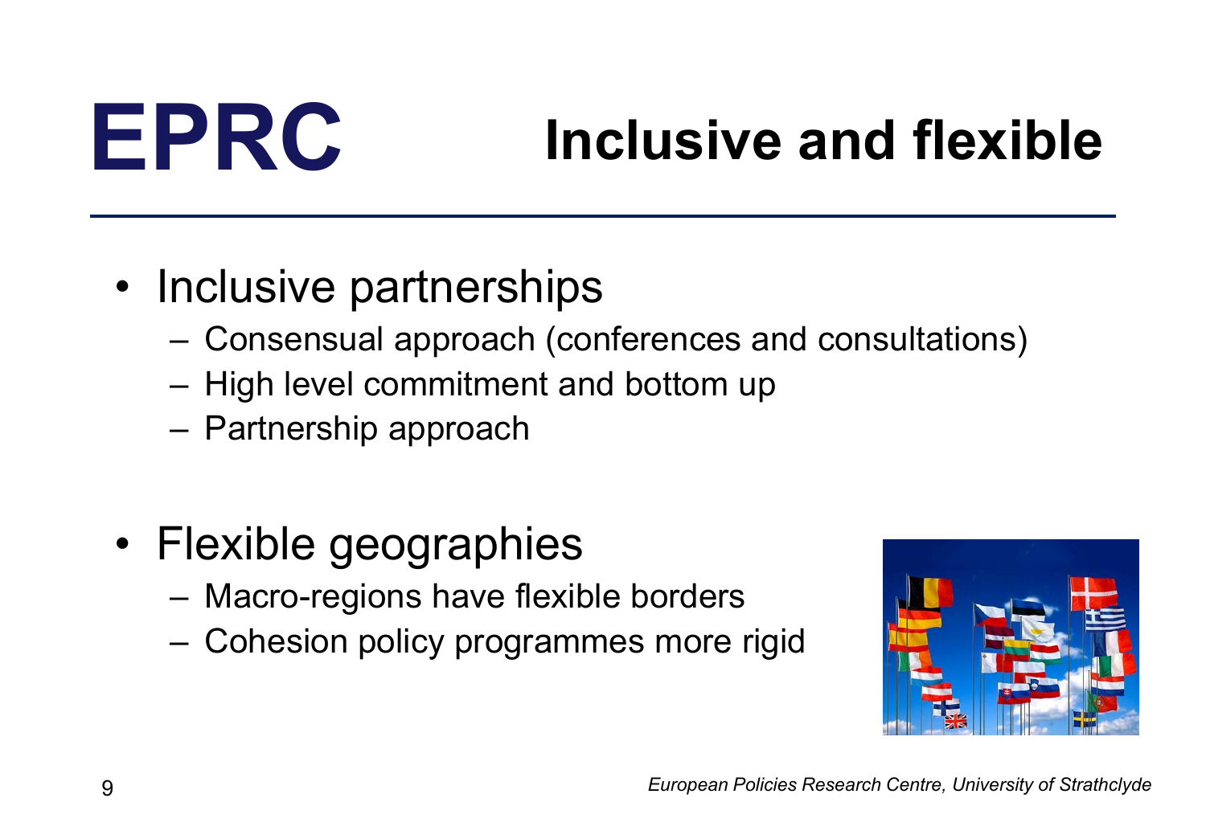# EPRC Inclusive and flexible

- Inclusive partnerships
  - Consensual approach (conferences and consultations)
  - High level commitment and bottom up
  - Partnership approach
- Flexible geographies
  - Macro-regions have flexible borders
  - Cohesion policy programmes more rigid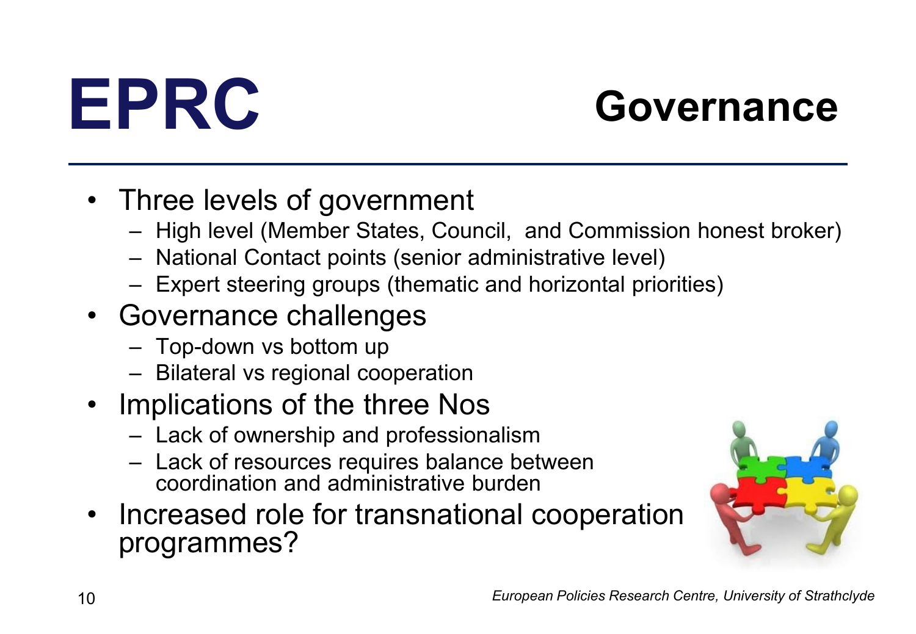# EPRC Governance

- Three levels of government
  - High level (Member States, Council,  and Commission honest broker)
  - National Contact points (senior administrative level)
  - Expert steering groups (thematic and horizontal priorities)
- Governance challenges
  - Top-down vs bottom up
  - Bilateral vs regional cooperation
- Implications of the three Nos
  - Lack of ownership and professionalism
  - Lack of resources requires balance between coordination and administrative burden
- Increased role for transnational cooperation programmes?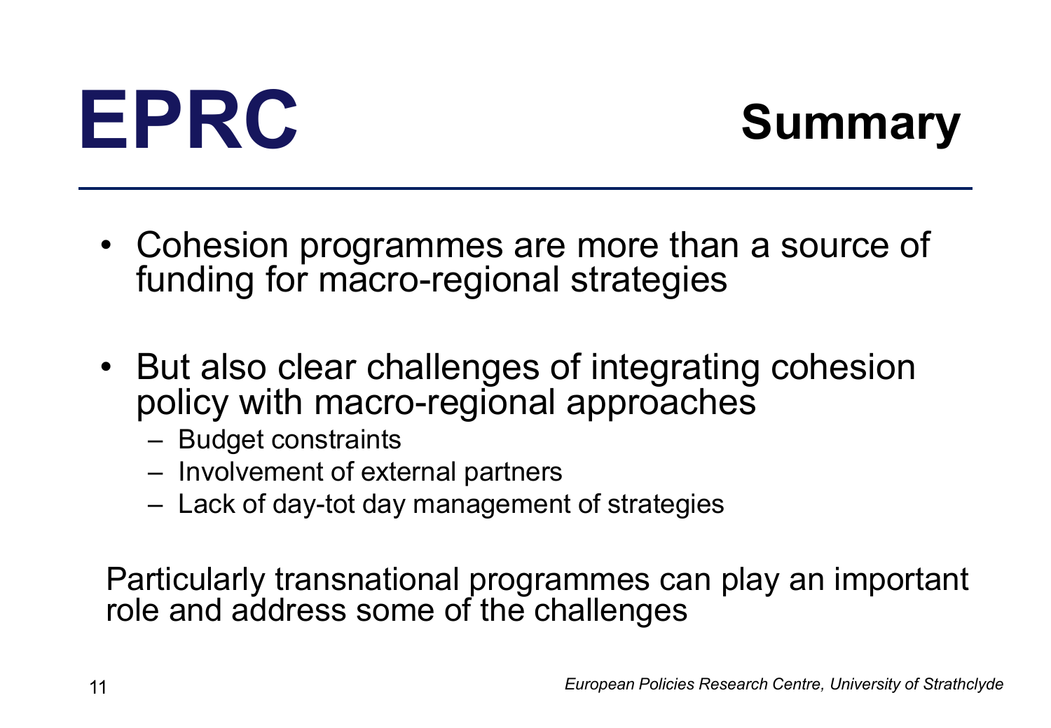# EPRC

## Summary

- Cohesion programmes are more than a source of funding for macro-regional strategies
- But also clear challenges of integrating cohesion policy with macro-regional approaches
  - Budget constraints
  - Involvement of external partners
  - Lack of day-tot day management of strategies

Particularly transnational programmes can play an important role and address some of the challenges

*European Policies Research Centre, University of Strathclyde*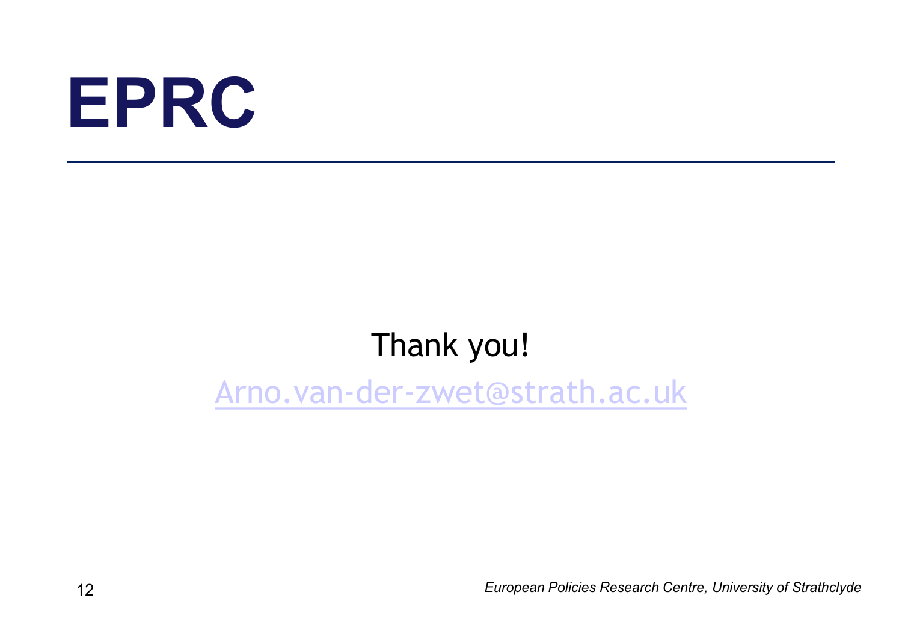# EPRC

Thank you!

Arno.van-der-zwet@strath.ac.uk